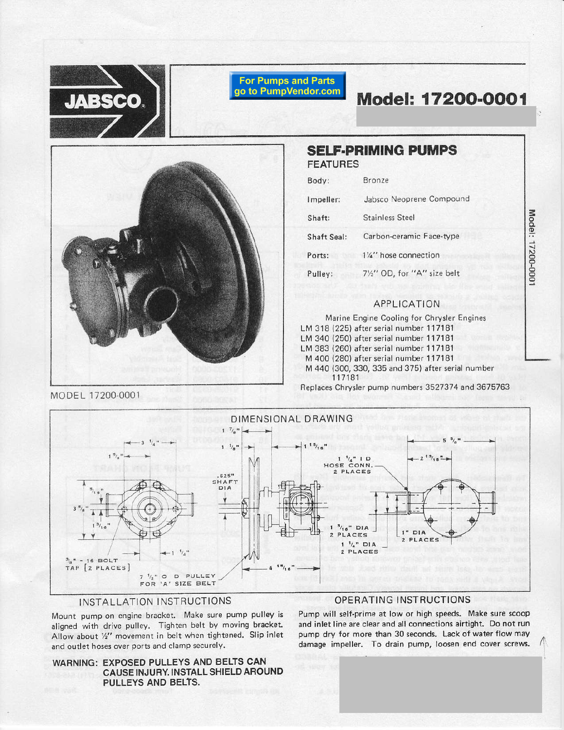JABSCO

For Pumps and Parts go to PumpVendor.com

# Model: 17200-0001

MODEL 17200-0001

## SELF-PRIMING PUMPS

### FEATURES

| | |
|---|---|
| Body: | Bronze |
| Impeller: | Jabsco Neoprene Compound |
| Shaft: | Stainless Steel |
| Shaft Seal: | Carbon-ceramic Face-type |
| Ports: | 1¼" hose connection |
| Pulley: | 7½" OD, for "A" size belt |

### APPLICATION

Marine Engine Cooling for Chrysler Engines

- LM 318 (225) after serial number 117181
- LM 340 (250) after serial number 117181
- LM 383 (260) after serial number 117181
- M 400 (280) after serial number 117181
- M 440 (300, 330, 335 and 375) after serial number 117181

Replaces Chrysler pump numbers 3527374 and 3675763

### DIMENSIONAL DRAWING

1 7/8" — 3 1/4" — 1 1/8" — 1 15/16" — 5 5/8" — 2 13/16" — 1 5/8" — 5/16" — 3 5/8" — 1 3/16" — .625" SHAFT DIA — 1 1/4" I D HOSE CONN. 2 PLACES — 1 5/16" DIA 2 PLACES — 1" DIA 2 PLACES — 1 1/4" DIA 2 PLACES — 1 1/4" — 3/8" - 16 BOLT TAP [2 PLACES] — 7 1/2" O D PULLEY FOR 'A' SIZE BELT — 4 15/16"

### INSTALLATION INSTRUCTIONS

Mount pump on engine bracket. Make sure pump pulley is aligned with drive pulley. Tighten belt by moving bracket. Allow about ½" movement in belt when tightened. Slip inlet and outlet hoses over ports and clamp securely.

**WARNING: EXPOSED PULLEYS AND BELTS CAN CAUSE INJURY. INSTALL SHIELD AROUND PULLEYS AND BELTS.**

### OPERATING INSTRUCTIONS

Pump will self-prime at low or high speeds. Make sure scoop and inlet line are clear and all connections airtight. Do not run pump dry for more than 30 seconds. Lack of water flow may damage impeller. To drain pump, loosen end cover screws.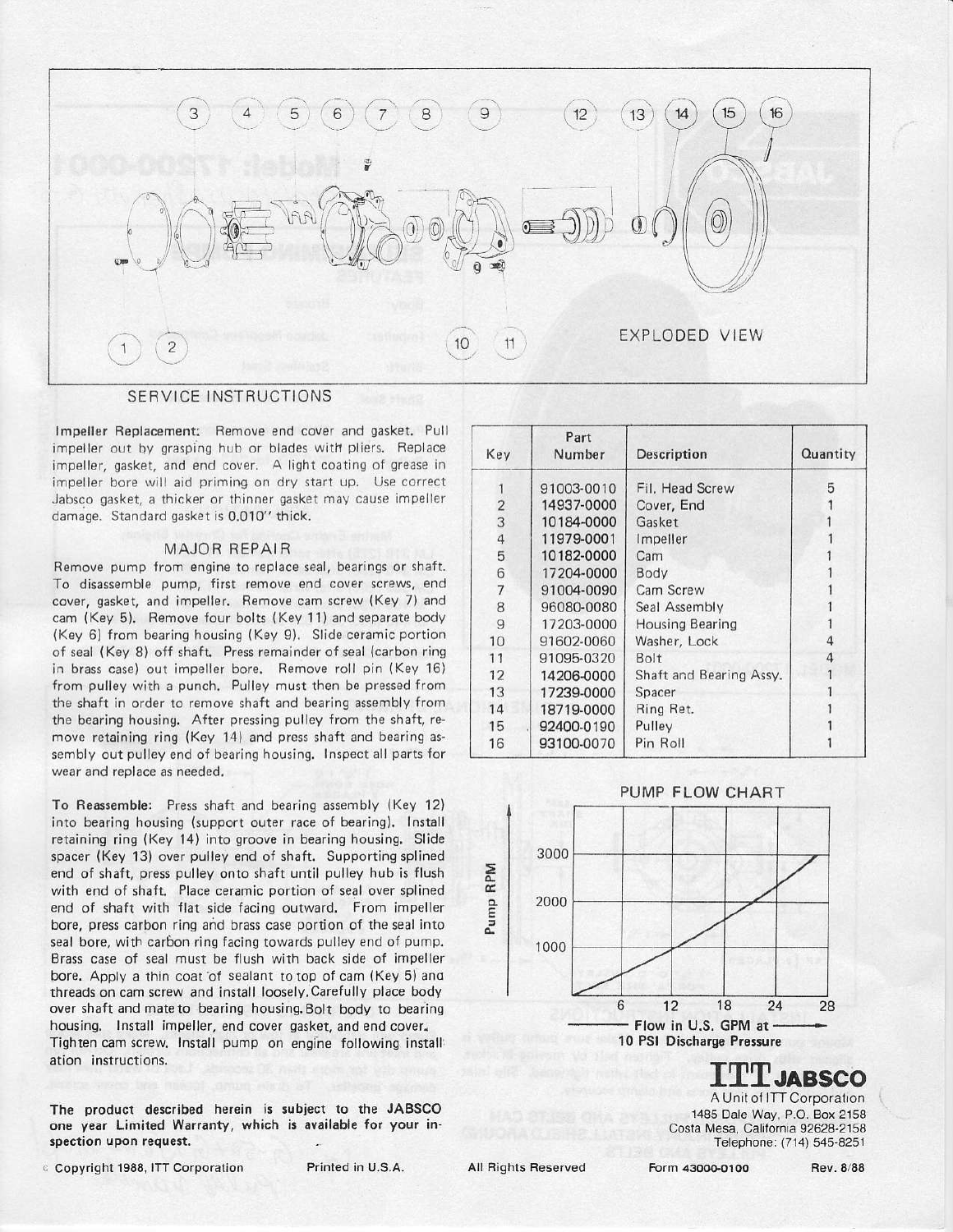EXPLODED VIEW

3 4 5 6 7 8 9 12 13 14 15 16

1 2 10 11

SERVICE INSTRUCTIONS

**Impeller Replacement:** Remove end cover and gasket. Pull impeller out by grasping hub or blades with pliers. Replace impeller, gasket, and end cover. A light coating of grease in impeller bore will aid priming on dry start up. Use correct Jabsco gasket, a thicker or thinner gasket may cause impeller damage. Standard gasket is 0.010" thick.

## MAJOR REPAIR

Remove pump from engine to replace seal, bearings or shaft. To disassemble pump, first remove end cover screws, end cover, gasket, and impeller. Remove cam screw (Key 7) and cam (Key 5). Remove four bolts (Key 11) and separate body (Key 6) from bearing housing (Key 9). Slide ceramic portion of seal (Key 8) off shaft. Press remainder of seal (carbon ring in brass case) out impeller bore. Remove roll pin (Key 16) from pulley with a punch. Pulley must then be pressed from the shaft in order to remove shaft and bearing assembly from the bearing housing. After pressing pulley from the shaft, remove retaining ring (Key 14) and press shaft and bearing assembly out pulley end of bearing housing. Inspect all parts for wear and replace as needed.

**To Reassemble:** Press shaft and bearing assembly (Key 12) into bearing housing (support outer race of bearing). Install retaining ring (Key 14) into groove in bearing housing. Slide spacer (Key 13) over pulley end of shaft. Supporting splined end of shaft, press pulley onto shaft until pulley hub is flush with end of shaft. Place ceramic portion of seal over splined end of shaft with flat side facing outward. From impeller bore, press carbon ring and brass case portion of the seal into seal bore, with carbon ring facing towards pulley end of pump. Brass case of seal must be flush with back side of impeller bore. Apply a thin coat of sealant to top of cam (Key 5) and threads on cam screw and install loosely. Carefully place body over shaft and mate to bearing housing. Bolt body to bearing housing. Install impeller, end cover gasket, and end cover. Tighten cam screw. Install pump on engine following installation instructions.

**The product described herein is subject to the JABSCO one year Limited Warranty, which is available for your inspection upon request.**

| Key | Part Number | Description | Quantity |
|---|---|---|---|
| 1 | 91003-0010 | Fil. Head Screw | 5 |
| 2 | 14937-0000 | Cover, End | 1 |
| 3 | 10184-0000 | Gasket | 1 |
| 4 | 11979-0001 | Impeller | 1 |
| 5 | 10182-0000 | Cam | 1 |
| 6 | 17204-0000 | Body | 1 |
| 7 | 91004-0090 | Cam Screw | 1 |
| 8 | 96080-0080 | Seal Assembly | 1 |
| 9 | 17203-0000 | Housing Bearing | 1 |
| 10 | 91602-0060 | Washer, Lock | 4 |
| 11 | 91095-0320 | Bolt | 4 |
| 12 | 14206-0000 | Shaft and Bearing Assy. | 1 |
| 13 | 17239-0000 | Spacer | 1 |
| 14 | 18719-0000 | Ring Ret. | 1 |
| 15 | 92400-0190 | Pulley | 1 |
| 16 | 93100-0070 | Pin Roll | 1 |

PUMP FLOW CHART

Pump RPM

3000

2000

1000

6 12 18 24 28

Flow in U.S. GPM at 10 PSI Discharge Pressure

**ITT JABSCO**
A Unit of ITT Corporation
1485 Dale Way, P.O. Box 2158
Costa Mesa, California 92628-2158
Telephone: (714) 545-8251

© Copyright 1988, ITT Corporation Printed in U.S.A. All Rights Reserved Form 43000-0100 Rev. 8/88